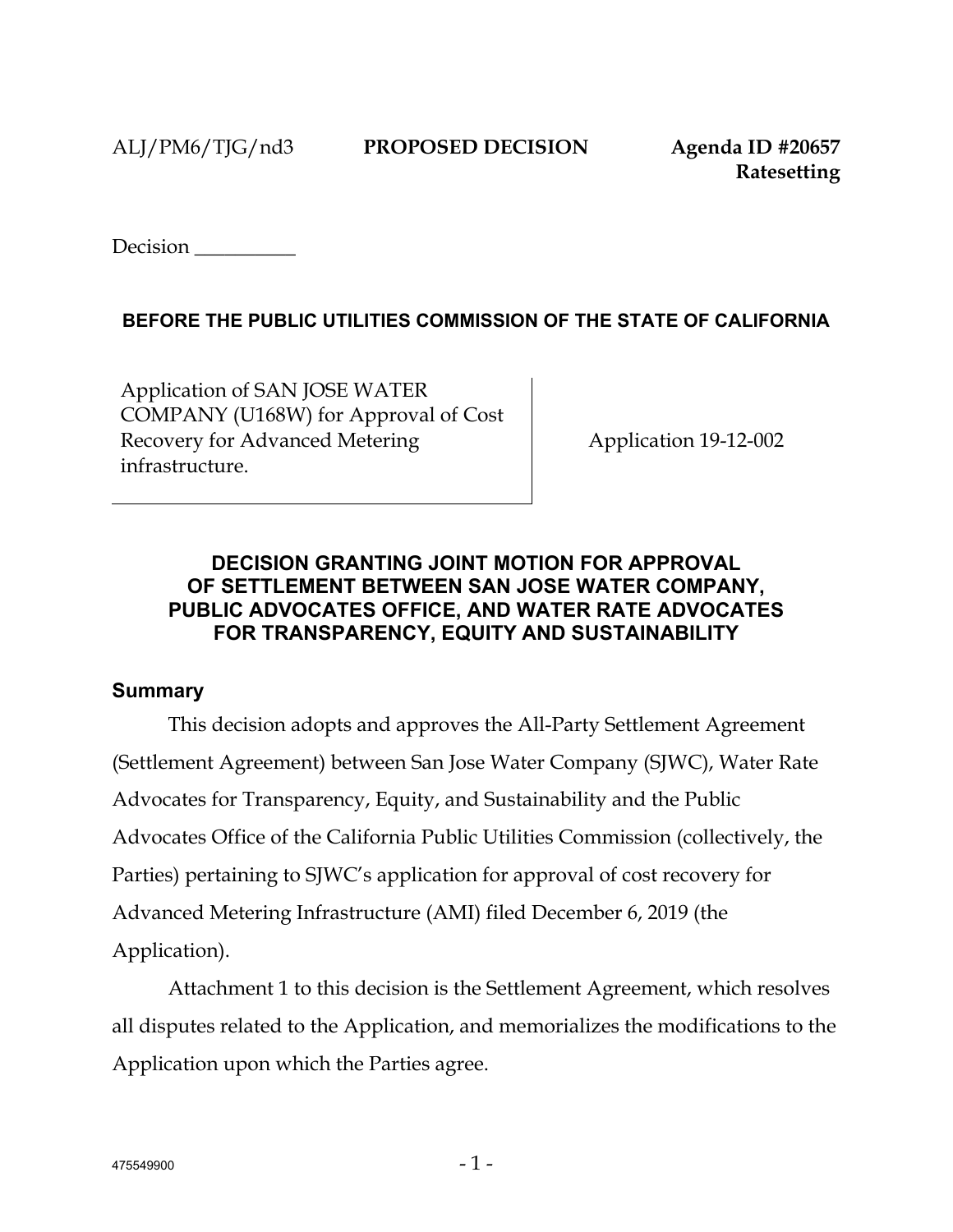ALJ/PM6/TJG/nd3 **PROPOSED DECISION** **Agenda ID #20657**
**Ratesetting**

Decision __________

**BEFORE THE PUBLIC UTILITIES COMMISSION OF THE STATE OF CALIFORNIA**

| Application of SAN JOSE WATER COMPANY (U168W) for Approval of Cost Recovery for Advanced Metering infrastructure. | Application 19-12-002 |
|---|---|

## DECISION GRANTING JOINT MOTION FOR APPROVAL OF SETTLEMENT BETWEEN SAN JOSE WATER COMPANY, PUBLIC ADVOCATES OFFICE, AND WATER RATE ADVOCATES FOR TRANSPARENCY, EQUITY AND SUSTAINABILITY

### Summary

This decision adopts and approves the All-Party Settlement Agreement (Settlement Agreement) between San Jose Water Company (SJWC), Water Rate Advocates for Transparency, Equity, and Sustainability and the Public Advocates Office of the California Public Utilities Commission (collectively, the Parties) pertaining to SJWC's application for approval of cost recovery for Advanced Metering Infrastructure (AMI) filed December 6, 2019 (the Application).

Attachment 1 to this decision is the Settlement Agreement, which resolves all disputes related to the Application, and memorializes the modifications to the Application upon which the Parties agree.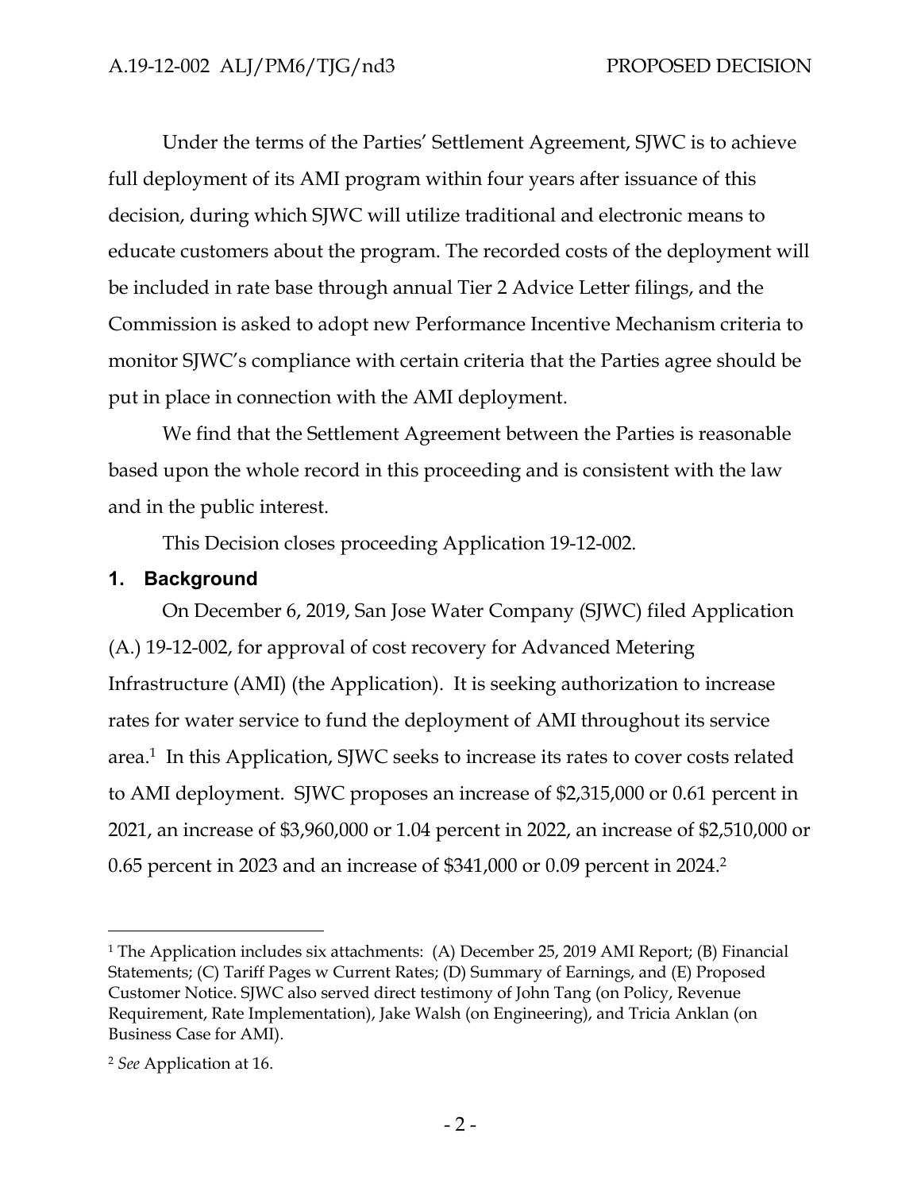Under the terms of the Parties' Settlement Agreement, SJWC is to achieve full deployment of its AMI program within four years after issuance of this decision, during which SJWC will utilize traditional and electronic means to educate customers about the program. The recorded costs of the deployment will be included in rate base through annual Tier 2 Advice Letter filings, and the Commission is asked to adopt new Performance Incentive Mechanism criteria to monitor SJWC's compliance with certain criteria that the Parties agree should be put in place in connection with the AMI deployment.

We find that the Settlement Agreement between the Parties is reasonable based upon the whole record in this proceeding and is consistent with the law and in the public interest.

This Decision closes proceeding Application 19-12-002.

## 1. Background

On December 6, 2019, San Jose Water Company (SJWC) filed Application (A.) 19-12-002, for approval of cost recovery for Advanced Metering Infrastructure (AMI) (the Application). It is seeking authorization to increase rates for water service to fund the deployment of AMI throughout its service area.[1] In this Application, SJWC seeks to increase its rates to cover costs related to AMI deployment. SJWC proposes an increase of $2,315,000 or 0.61 percent in 2021, an increase of $3,960,000 or 1.04 percent in 2022, an increase of $2,510,000 or 0.65 percent in 2023 and an increase of $341,000 or 0.09 percent in 2024.[2]

---

[1] The Application includes six attachments: (A) December 25, 2019 AMI Report; (B) Financial Statements; (C) Tariff Pages w Current Rates; (D) Summary of Earnings, and (E) Proposed Customer Notice. SJWC also served direct testimony of John Tang (on Policy, Revenue Requirement, Rate Implementation), Jake Walsh (on Engineering), and Tricia Anklan (on Business Case for AMI).

[2] *See* Application at 16.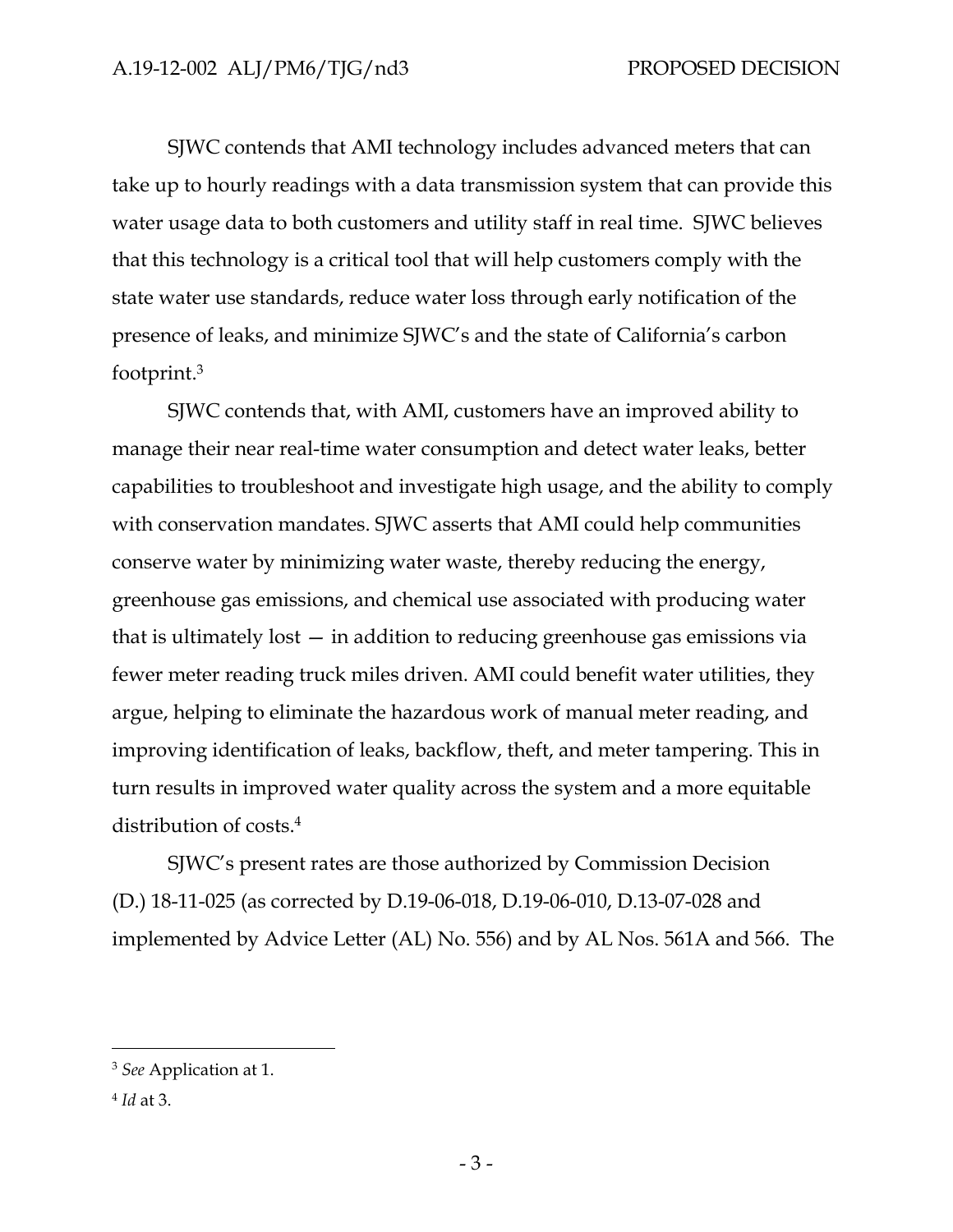SJWC contends that AMI technology includes advanced meters that can take up to hourly readings with a data transmission system that can provide this water usage data to both customers and utility staff in real time. SJWC believes that this technology is a critical tool that will help customers comply with the state water use standards, reduce water loss through early notification of the presence of leaks, and minimize SJWC's and the state of California's carbon footprint.[3]

SJWC contends that, with AMI, customers have an improved ability to manage their near real-time water consumption and detect water leaks, better capabilities to troubleshoot and investigate high usage, and the ability to comply with conservation mandates. SJWC asserts that AMI could help communities conserve water by minimizing water waste, thereby reducing the energy, greenhouse gas emissions, and chemical use associated with producing water that is ultimately lost — in addition to reducing greenhouse gas emissions via fewer meter reading truck miles driven. AMI could benefit water utilities, they argue, helping to eliminate the hazardous work of manual meter reading, and improving identification of leaks, backflow, theft, and meter tampering. This in turn results in improved water quality across the system and a more equitable distribution of costs.[4]

SJWC's present rates are those authorized by Commission Decision (D.) 18-11-025 (as corrected by D.19-06-018, D.19-06-010, D.13-07-028 and implemented by Advice Letter (AL) No. 556) and by AL Nos. 561A and 566. The

---

[3] *See* Application at 1.

[4] *Id* at 3.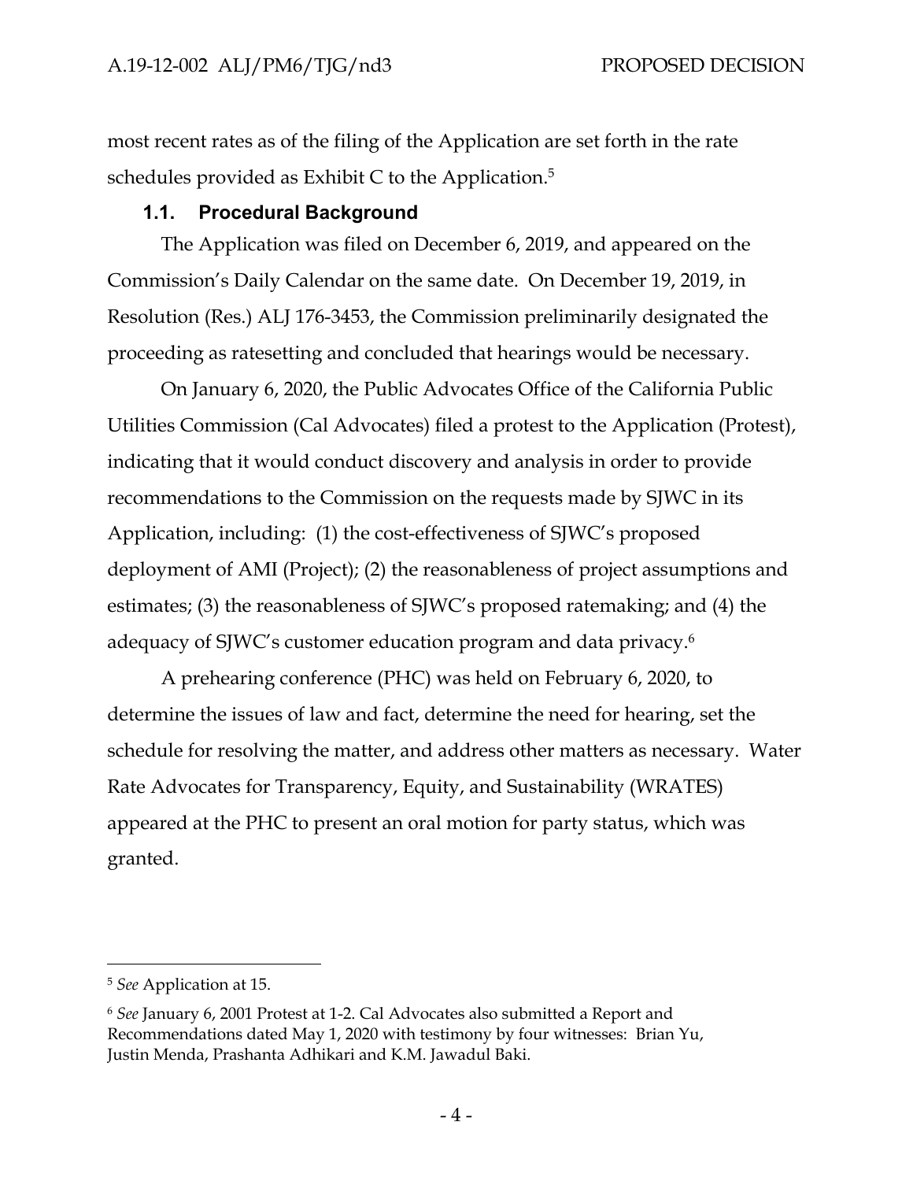most recent rates as of the filing of the Application are set forth in the rate schedules provided as Exhibit C to the Application.[5]

### 1.1. Procedural Background

The Application was filed on December 6, 2019, and appeared on the Commission's Daily Calendar on the same date. On December 19, 2019, in Resolution (Res.) ALJ 176-3453, the Commission preliminarily designated the proceeding as ratesetting and concluded that hearings would be necessary.

On January 6, 2020, the Public Advocates Office of the California Public Utilities Commission (Cal Advocates) filed a protest to the Application (Protest), indicating that it would conduct discovery and analysis in order to provide recommendations to the Commission on the requests made by SJWC in its Application, including: (1) the cost-effectiveness of SJWC's proposed deployment of AMI (Project); (2) the reasonableness of project assumptions and estimates; (3) the reasonableness of SJWC's proposed ratemaking; and (4) the adequacy of SJWC's customer education program and data privacy.[6]

A prehearing conference (PHC) was held on February 6, 2020, to determine the issues of law and fact, determine the need for hearing, set the schedule for resolving the matter, and address other matters as necessary. Water Rate Advocates for Transparency, Equity, and Sustainability (WRATES) appeared at the PHC to present an oral motion for party status, which was granted.

---

[5] *See* Application at 15.

[6] *See* January 6, 2001 Protest at 1-2. Cal Advocates also submitted a Report and Recommendations dated May 1, 2020 with testimony by four witnesses: Brian Yu, Justin Menda, Prashanta Adhikari and K.M. Jawadul Baki.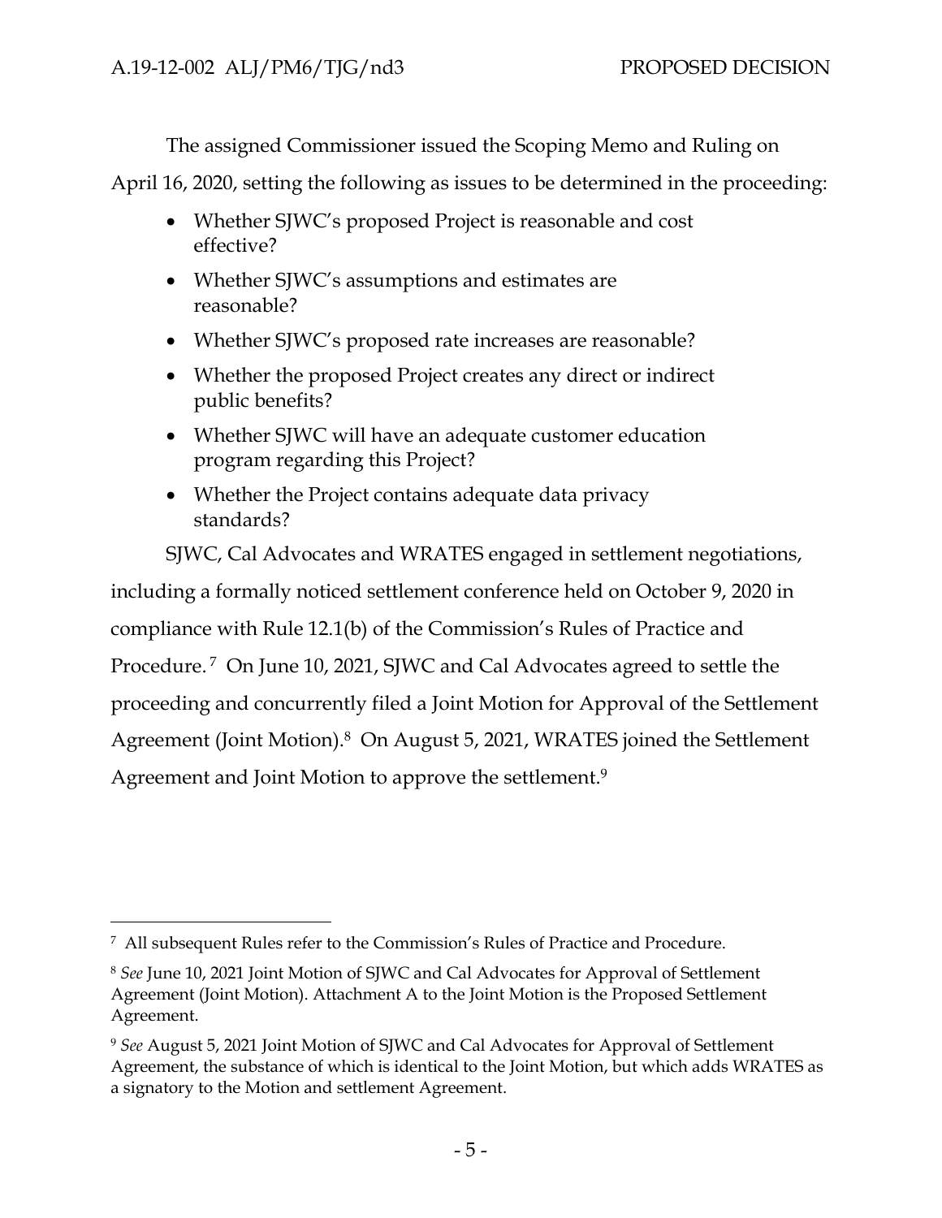The assigned Commissioner issued the Scoping Memo and Ruling on April 16, 2020, setting the following as issues to be determined in the proceeding:

- Whether SJWC's proposed Project is reasonable and cost effective?
- Whether SJWC's assumptions and estimates are reasonable?
- Whether SJWC's proposed rate increases are reasonable?
- Whether the proposed Project creates any direct or indirect public benefits?
- Whether SJWC will have an adequate customer education program regarding this Project?
- Whether the Project contains adequate data privacy standards?

SJWC, Cal Advocates and WRATES engaged in settlement negotiations, including a formally noticed settlement conference held on October 9, 2020 in compliance with Rule 12.1(b) of the Commission's Rules of Practice and Procedure.[7] On June 10, 2021, SJWC and Cal Advocates agreed to settle the proceeding and concurrently filed a Joint Motion for Approval of the Settlement Agreement (Joint Motion).[8] On August 5, 2021, WRATES joined the Settlement Agreement and Joint Motion to approve the settlement.[9]

---

[7] All subsequent Rules refer to the Commission's Rules of Practice and Procedure.

[8] *See* June 10, 2021 Joint Motion of SJWC and Cal Advocates for Approval of Settlement Agreement (Joint Motion). Attachment A to the Joint Motion is the Proposed Settlement Agreement.

[9] *See* August 5, 2021 Joint Motion of SJWC and Cal Advocates for Approval of Settlement Agreement, the substance of which is identical to the Joint Motion, but which adds WRATES as a signatory to the Motion and settlement Agreement.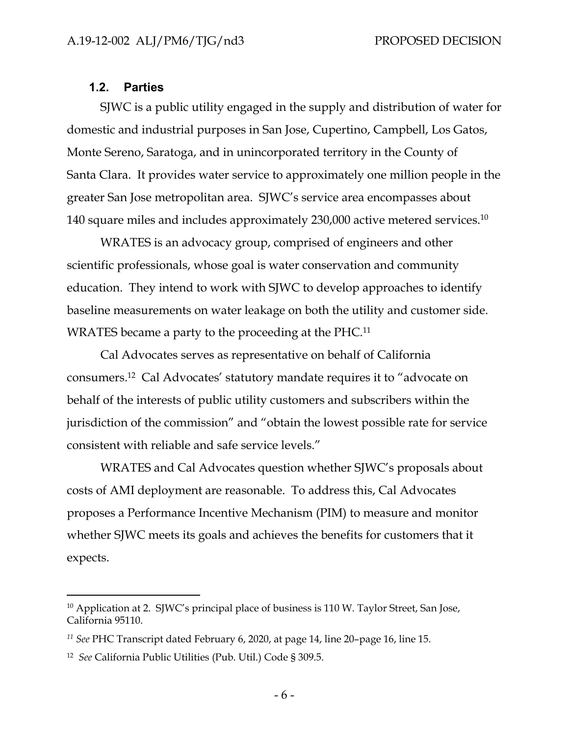### 1.2. Parties

SJWC is a public utility engaged in the supply and distribution of water for domestic and industrial purposes in San Jose, Cupertino, Campbell, Los Gatos, Monte Sereno, Saratoga, and in unincorporated territory in the County of Santa Clara. It provides water service to approximately one million people in the greater San Jose metropolitan area. SJWC's service area encompasses about 140 square miles and includes approximately 230,000 active metered services.[10]

WRATES is an advocacy group, comprised of engineers and other scientific professionals, whose goal is water conservation and community education. They intend to work with SJWC to develop approaches to identify baseline measurements on water leakage on both the utility and customer side. WRATES became a party to the proceeding at the PHC.[11]

Cal Advocates serves as representative on behalf of California consumers.[12] Cal Advocates' statutory mandate requires it to "advocate on behalf of the interests of public utility customers and subscribers within the jurisdiction of the commission" and "obtain the lowest possible rate for service consistent with reliable and safe service levels."

WRATES and Cal Advocates question whether SJWC's proposals about costs of AMI deployment are reasonable. To address this, Cal Advocates proposes a Performance Incentive Mechanism (PIM) to measure and monitor whether SJWC meets its goals and achieves the benefits for customers that it expects.

---

[10] Application at 2. SJWC's principal place of business is 110 W. Taylor Street, San Jose, California 95110.

[11] *See* PHC Transcript dated February 6, 2020, at page 14, line 20–page 16, line 15.

[12] *See* California Public Utilities (Pub. Util.) Code § 309.5.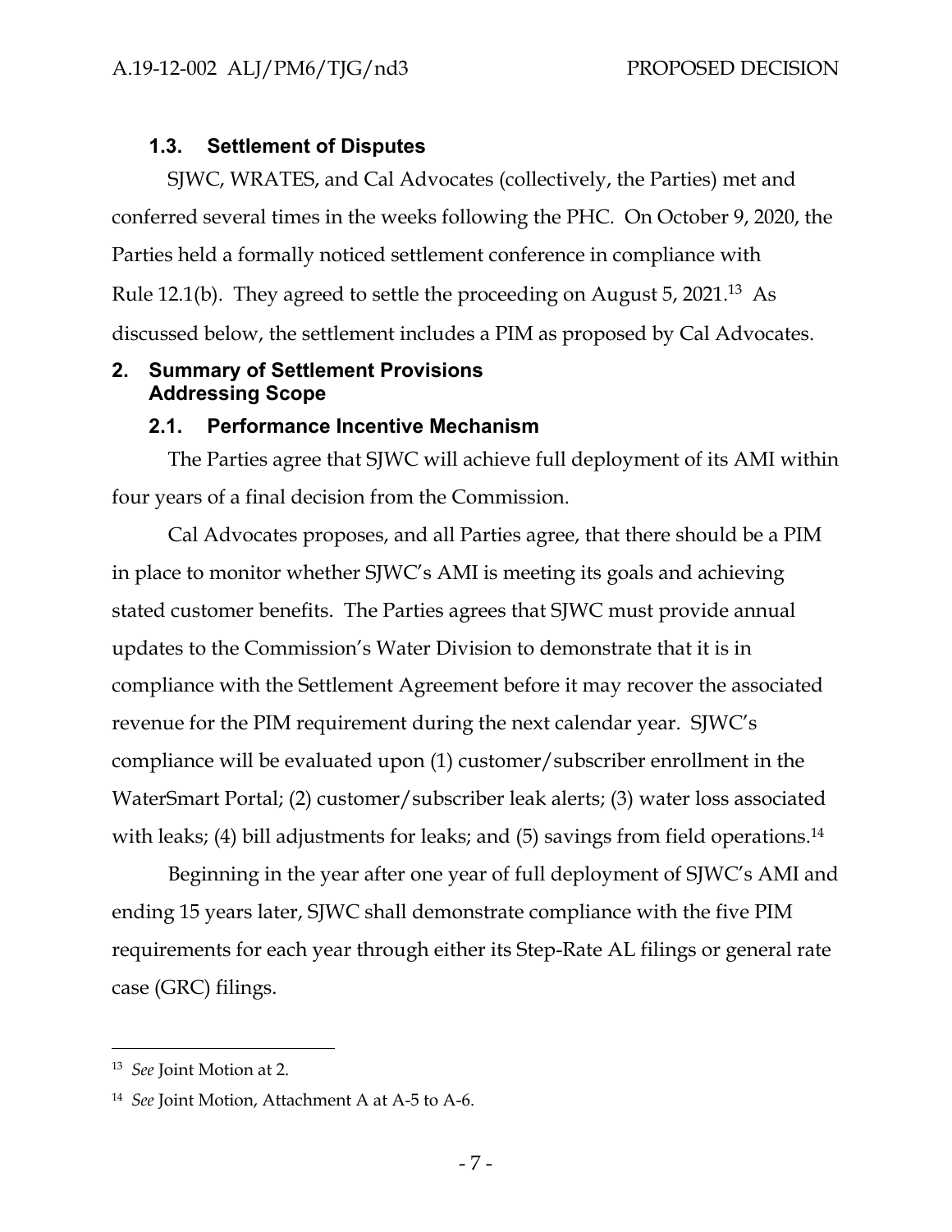### 1.3. Settlement of Disputes

SJWC, WRATES, and Cal Advocates (collectively, the Parties) met and conferred several times in the weeks following the PHC. On October 9, 2020, the Parties held a formally noticed settlement conference in compliance with Rule 12.1(b). They agreed to settle the proceeding on August 5, 2021.[13] As discussed below, the settlement includes a PIM as proposed by Cal Advocates.

## 2. Summary of Settlement Provisions Addressing Scope

### 2.1. Performance Incentive Mechanism

The Parties agree that SJWC will achieve full deployment of its AMI within four years of a final decision from the Commission.

Cal Advocates proposes, and all Parties agree, that there should be a PIM in place to monitor whether SJWC's AMI is meeting its goals and achieving stated customer benefits. The Parties agrees that SJWC must provide annual updates to the Commission's Water Division to demonstrate that it is in compliance with the Settlement Agreement before it may recover the associated revenue for the PIM requirement during the next calendar year. SJWC's compliance will be evaluated upon (1) customer/subscriber enrollment in the WaterSmart Portal; (2) customer/subscriber leak alerts; (3) water loss associated with leaks; (4) bill adjustments for leaks; and (5) savings from field operations.[14]

Beginning in the year after one year of full deployment of SJWC's AMI and ending 15 years later, SJWC shall demonstrate compliance with the five PIM requirements for each year through either its Step-Rate AL filings or general rate case (GRC) filings.

---

[13] *See* Joint Motion at 2.

[14] *See* Joint Motion, Attachment A at A-5 to A-6.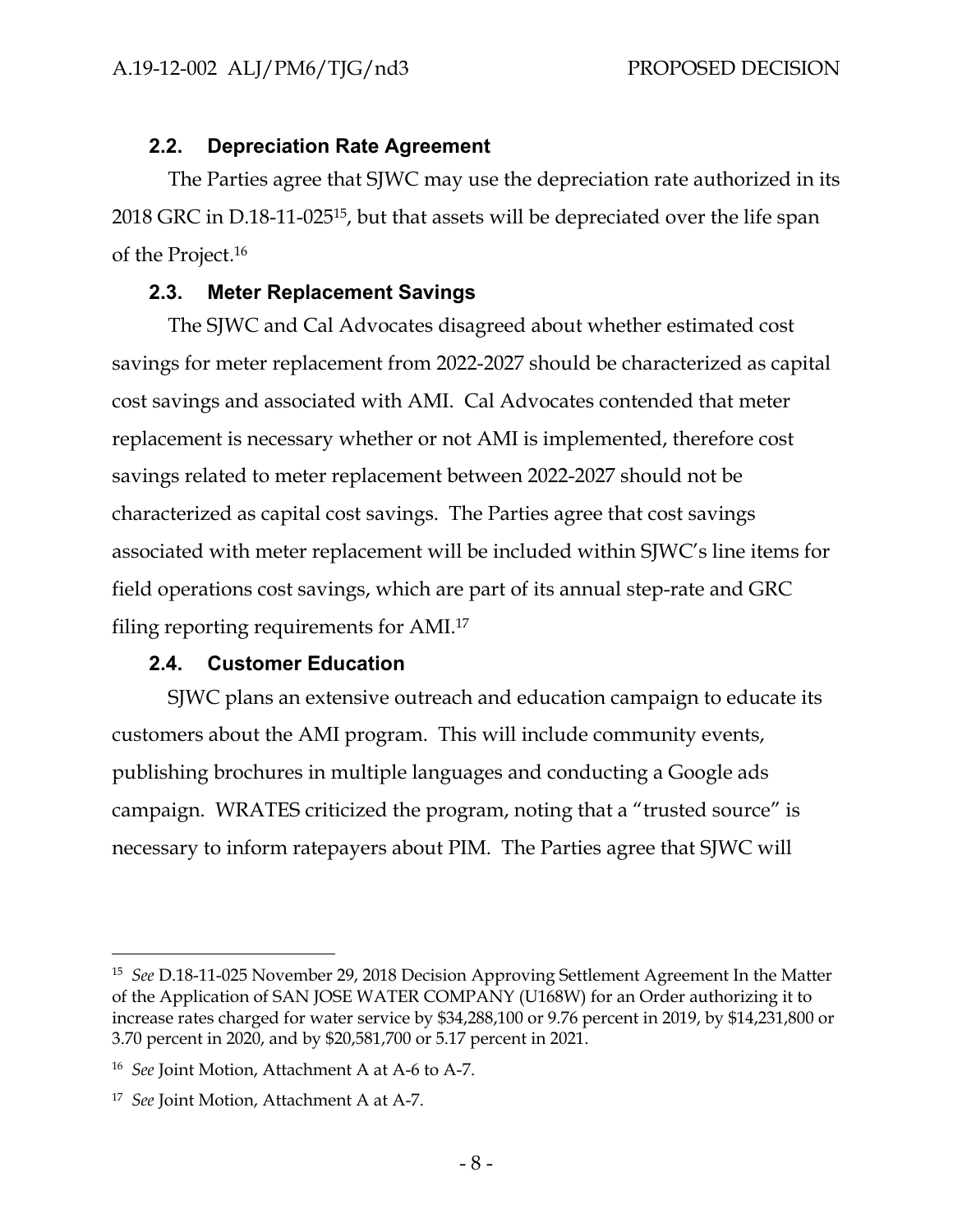### 2.2. Depreciation Rate Agreement

The Parties agree that SJWC may use the depreciation rate authorized in its 2018 GRC in D.18-11-025[15], but that assets will be depreciated over the life span of the Project.[16]

### 2.3. Meter Replacement Savings

The SJWC and Cal Advocates disagreed about whether estimated cost savings for meter replacement from 2022-2027 should be characterized as capital cost savings and associated with AMI. Cal Advocates contended that meter replacement is necessary whether or not AMI is implemented, therefore cost savings related to meter replacement between 2022-2027 should not be characterized as capital cost savings. The Parties agree that cost savings associated with meter replacement will be included within SJWC's line items for field operations cost savings, which are part of its annual step-rate and GRC filing reporting requirements for AMI.[17]

### 2.4. Customer Education

SJWC plans an extensive outreach and education campaign to educate its customers about the AMI program. This will include community events, publishing brochures in multiple languages and conducting a Google ads campaign. WRATES criticized the program, noting that a "trusted source" is necessary to inform ratepayers about PIM. The Parties agree that SJWC will

---

[15] *See* D.18-11-025 November 29, 2018 Decision Approving Settlement Agreement In the Matter of the Application of SAN JOSE WATER COMPANY (U168W) for an Order authorizing it to increase rates charged for water service by $34,288,100 or 9.76 percent in 2019, by $14,231,800 or 3.70 percent in 2020, and by $20,581,700 or 5.17 percent in 2021.

[16] *See* Joint Motion, Attachment A at A-6 to A-7.

[17] *See* Joint Motion, Attachment A at A-7.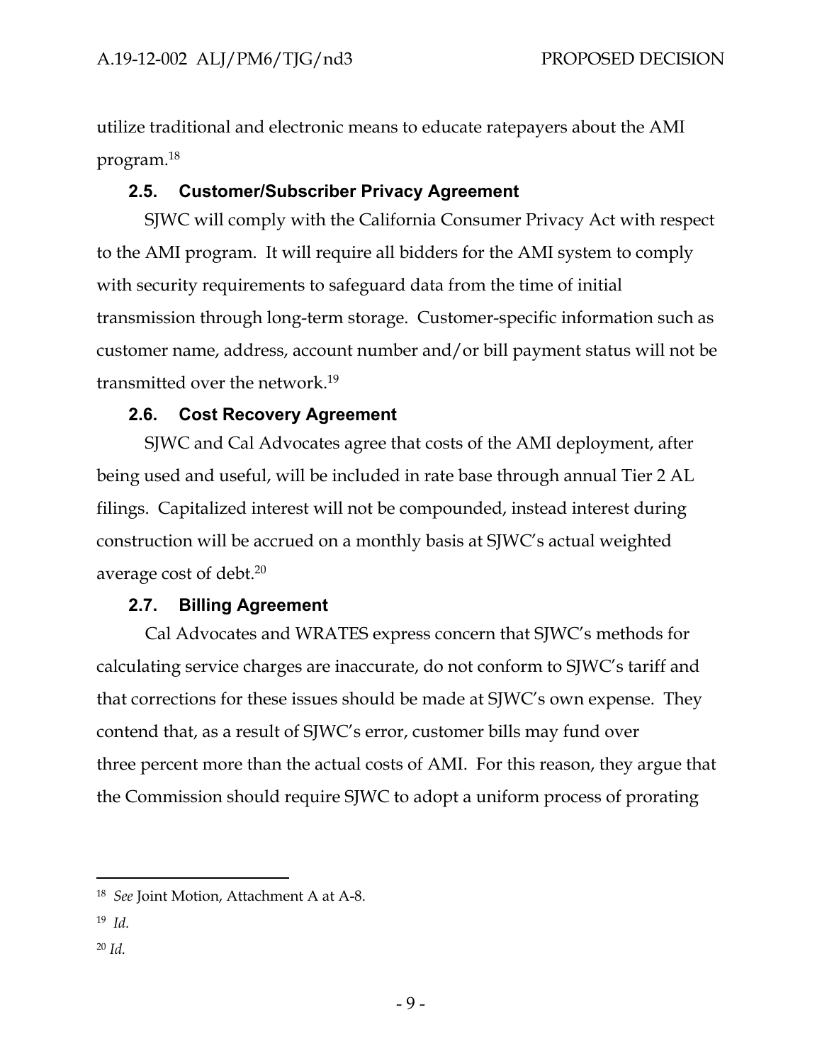utilize traditional and electronic means to educate ratepayers about the AMI program.[18]

### 2.5. Customer/Subscriber Privacy Agreement

SJWC will comply with the California Consumer Privacy Act with respect to the AMI program. It will require all bidders for the AMI system to comply with security requirements to safeguard data from the time of initial transmission through long-term storage. Customer-specific information such as customer name, address, account number and/or bill payment status will not be transmitted over the network.[19]

### 2.6. Cost Recovery Agreement

SJWC and Cal Advocates agree that costs of the AMI deployment, after being used and useful, will be included in rate base through annual Tier 2 AL filings. Capitalized interest will not be compounded, instead interest during construction will be accrued on a monthly basis at SJWC's actual weighted average cost of debt.[20]

### 2.7. Billing Agreement

Cal Advocates and WRATES express concern that SJWC's methods for calculating service charges are inaccurate, do not conform to SJWC's tariff and that corrections for these issues should be made at SJWC's own expense. They contend that, as a result of SJWC's error, customer bills may fund over three percent more than the actual costs of AMI. For this reason, they argue that the Commission should require SJWC to adopt a uniform process of prorating

---

[18] *See* Joint Motion, Attachment A at A-8.

[19] *Id.*

[20] *Id.*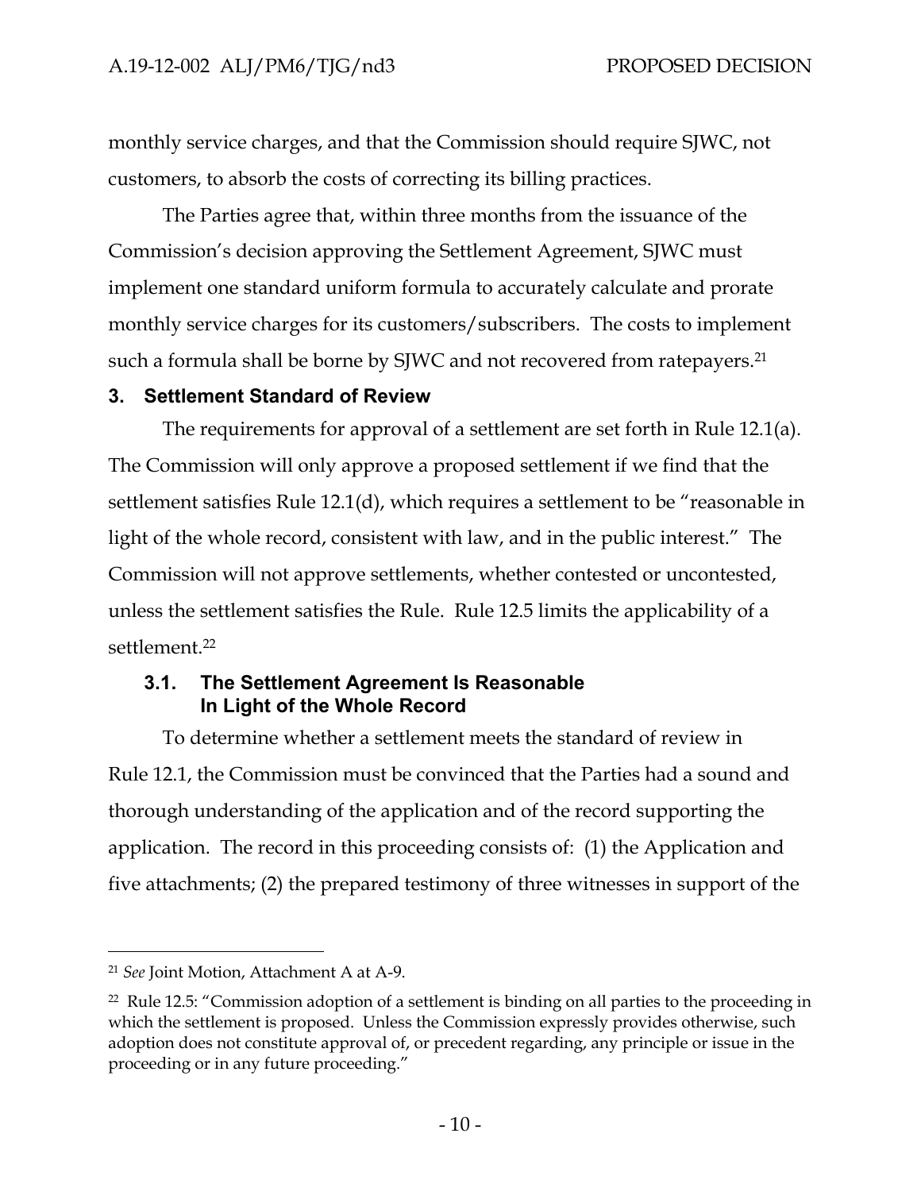monthly service charges, and that the Commission should require SJWC, not customers, to absorb the costs of correcting its billing practices.

The Parties agree that, within three months from the issuance of the Commission's decision approving the Settlement Agreement, SJWC must implement one standard uniform formula to accurately calculate and prorate monthly service charges for its customers/subscribers. The costs to implement such a formula shall be borne by SJWC and not recovered from ratepayers.[21]

## 3. Settlement Standard of Review

The requirements for approval of a settlement are set forth in Rule 12.1(a). The Commission will only approve a proposed settlement if we find that the settlement satisfies Rule 12.1(d), which requires a settlement to be "reasonable in light of the whole record, consistent with law, and in the public interest." The Commission will not approve settlements, whether contested or uncontested, unless the settlement satisfies the Rule. Rule 12.5 limits the applicability of a settlement.[22]

### 3.1. The Settlement Agreement Is Reasonable In Light of the Whole Record

To determine whether a settlement meets the standard of review in Rule 12.1, the Commission must be convinced that the Parties had a sound and thorough understanding of the application and of the record supporting the application. The record in this proceeding consists of: (1) the Application and five attachments; (2) the prepared testimony of three witnesses in support of the

---

[21] *See* Joint Motion, Attachment A at A-9.

[22] Rule 12.5: "Commission adoption of a settlement is binding on all parties to the proceeding in which the settlement is proposed. Unless the Commission expressly provides otherwise, such adoption does not constitute approval of, or precedent regarding, any principle or issue in the proceeding or in any future proceeding."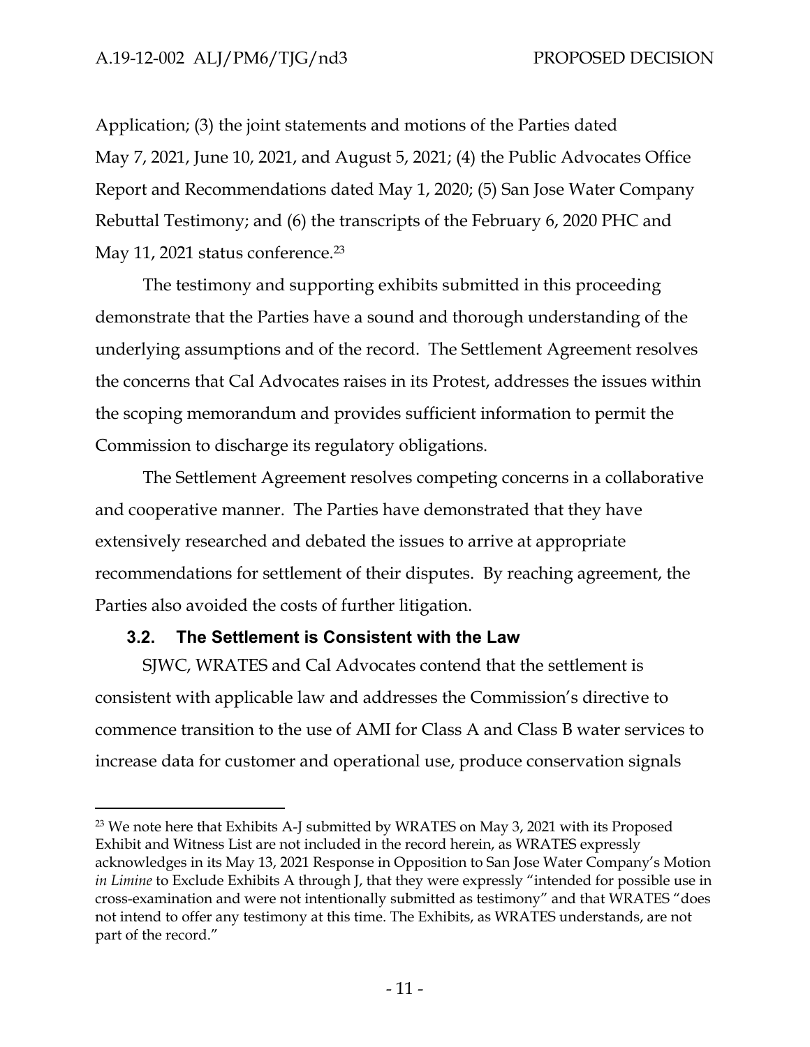Application; (3) the joint statements and motions of the Parties dated May 7, 2021, June 10, 2021, and August 5, 2021; (4) the Public Advocates Office Report and Recommendations dated May 1, 2020; (5) San Jose Water Company Rebuttal Testimony; and (6) the transcripts of the February 6, 2020 PHC and May 11, 2021 status conference.[23]

The testimony and supporting exhibits submitted in this proceeding demonstrate that the Parties have a sound and thorough understanding of the underlying assumptions and of the record. The Settlement Agreement resolves the concerns that Cal Advocates raises in its Protest, addresses the issues within the scoping memorandum and provides sufficient information to permit the Commission to discharge its regulatory obligations.

The Settlement Agreement resolves competing concerns in a collaborative and cooperative manner. The Parties have demonstrated that they have extensively researched and debated the issues to arrive at appropriate recommendations for settlement of their disputes. By reaching agreement, the Parties also avoided the costs of further litigation.

### 3.2. The Settlement is Consistent with the Law

SJWC, WRATES and Cal Advocates contend that the settlement is consistent with applicable law and addresses the Commission's directive to commence transition to the use of AMI for Class A and Class B water services to increase data for customer and operational use, produce conservation signals

[23] We note here that Exhibits A-J submitted by WRATES on May 3, 2021 with its Proposed Exhibit and Witness List are not included in the record herein, as WRATES expressly acknowledges in its May 13, 2021 Response in Opposition to San Jose Water Company's Motion *in Limine* to Exclude Exhibits A through J, that they were expressly "intended for possible use in cross-examination and were not intentionally submitted as testimony" and that WRATES "does not intend to offer any testimony at this time. The Exhibits, as WRATES understands, are not part of the record."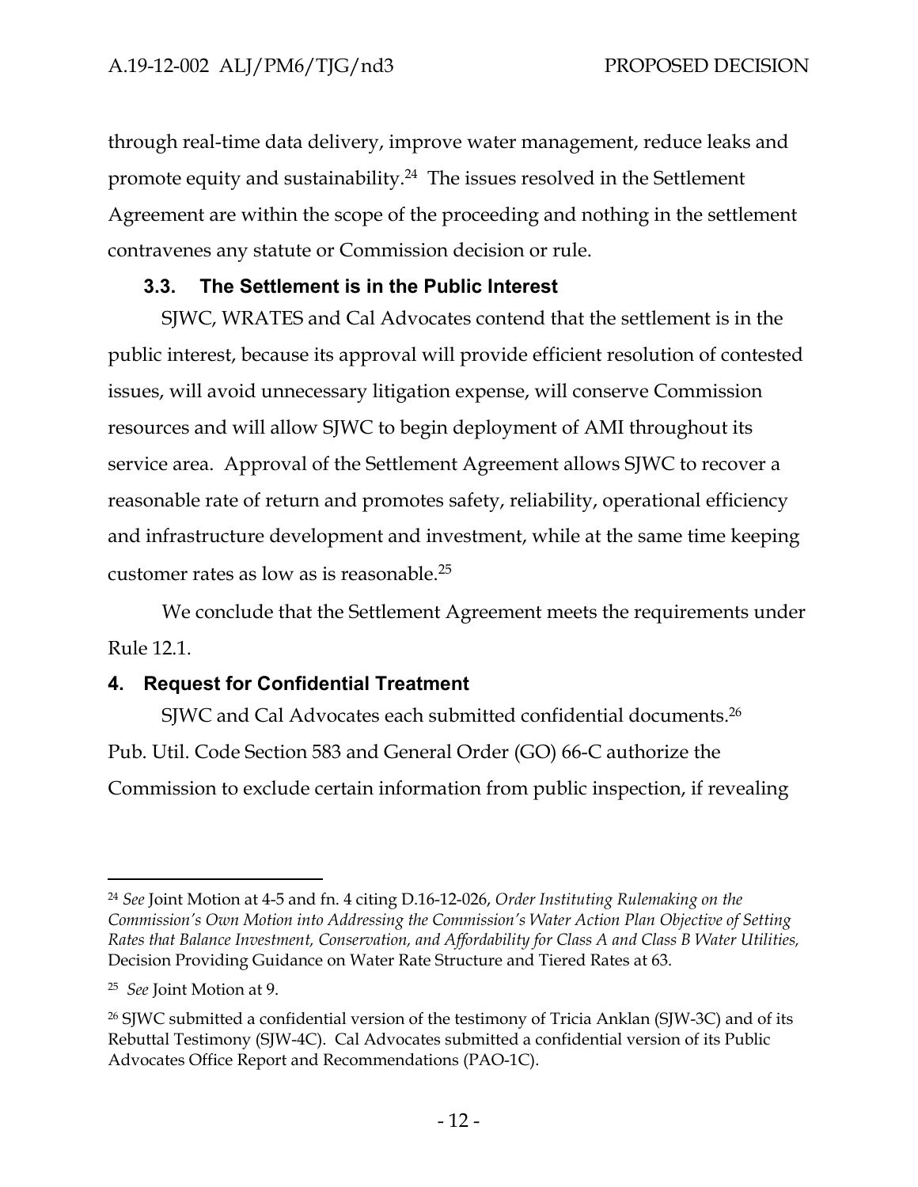through real-time data delivery, improve water management, reduce leaks and promote equity and sustainability.[24] The issues resolved in the Settlement Agreement are within the scope of the proceeding and nothing in the settlement contravenes any statute or Commission decision or rule.

### 3.3. The Settlement is in the Public Interest

SJWC, WRATES and Cal Advocates contend that the settlement is in the public interest, because its approval will provide efficient resolution of contested issues, will avoid unnecessary litigation expense, will conserve Commission resources and will allow SJWC to begin deployment of AMI throughout its service area. Approval of the Settlement Agreement allows SJWC to recover a reasonable rate of return and promotes safety, reliability, operational efficiency and infrastructure development and investment, while at the same time keeping customer rates as low as is reasonable.[25]

We conclude that the Settlement Agreement meets the requirements under Rule 12.1.

## 4. Request for Confidential Treatment

SJWC and Cal Advocates each submitted confidential documents.[26] Pub. Util. Code Section 583 and General Order (GO) 66-C authorize the Commission to exclude certain information from public inspection, if revealing

---

[24] *See* Joint Motion at 4-5 and fn. 4 citing D.16-12-026, *Order Instituting Rulemaking on the Commission's Own Motion into Addressing the Commission's Water Action Plan Objective of Setting Rates that Balance Investment, Conservation, and Affordability for Class A and Class B Water Utilities,* Decision Providing Guidance on Water Rate Structure and Tiered Rates at 63.

[25] *See* Joint Motion at 9.

[26] SJWC submitted a confidential version of the testimony of Tricia Anklan (SJW-3C) and of its Rebuttal Testimony (SJW-4C). Cal Advocates submitted a confidential version of its Public Advocates Office Report and Recommendations (PAO-1C).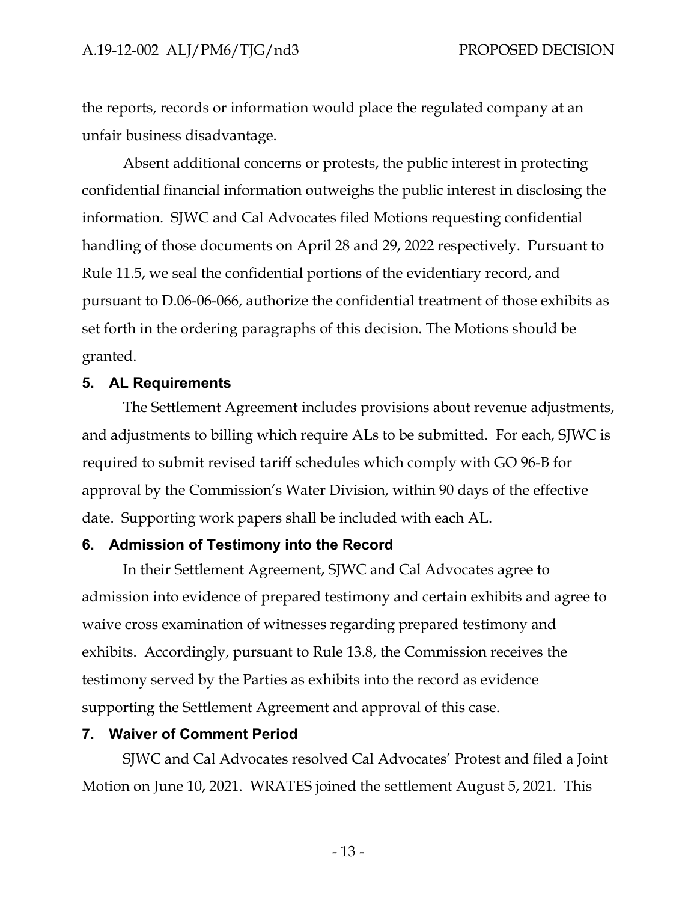the reports, records or information would place the regulated company at an unfair business disadvantage.

Absent additional concerns or protests, the public interest in protecting confidential financial information outweighs the public interest in disclosing the information. SJWC and Cal Advocates filed Motions requesting confidential handling of those documents on April 28 and 29, 2022 respectively. Pursuant to Rule 11.5, we seal the confidential portions of the evidentiary record, and pursuant to D.06-06-066, authorize the confidential treatment of those exhibits as set forth in the ordering paragraphs of this decision. The Motions should be granted.

## 5. AL Requirements

The Settlement Agreement includes provisions about revenue adjustments, and adjustments to billing which require ALs to be submitted. For each, SJWC is required to submit revised tariff schedules which comply with GO 96-B for approval by the Commission's Water Division, within 90 days of the effective date. Supporting work papers shall be included with each AL.

## 6. Admission of Testimony into the Record

In their Settlement Agreement, SJWC and Cal Advocates agree to admission into evidence of prepared testimony and certain exhibits and agree to waive cross examination of witnesses regarding prepared testimony and exhibits. Accordingly, pursuant to Rule 13.8, the Commission receives the testimony served by the Parties as exhibits into the record as evidence supporting the Settlement Agreement and approval of this case.

## 7. Waiver of Comment Period

SJWC and Cal Advocates resolved Cal Advocates' Protest and filed a Joint Motion on June 10, 2021. WRATES joined the settlement August 5, 2021. This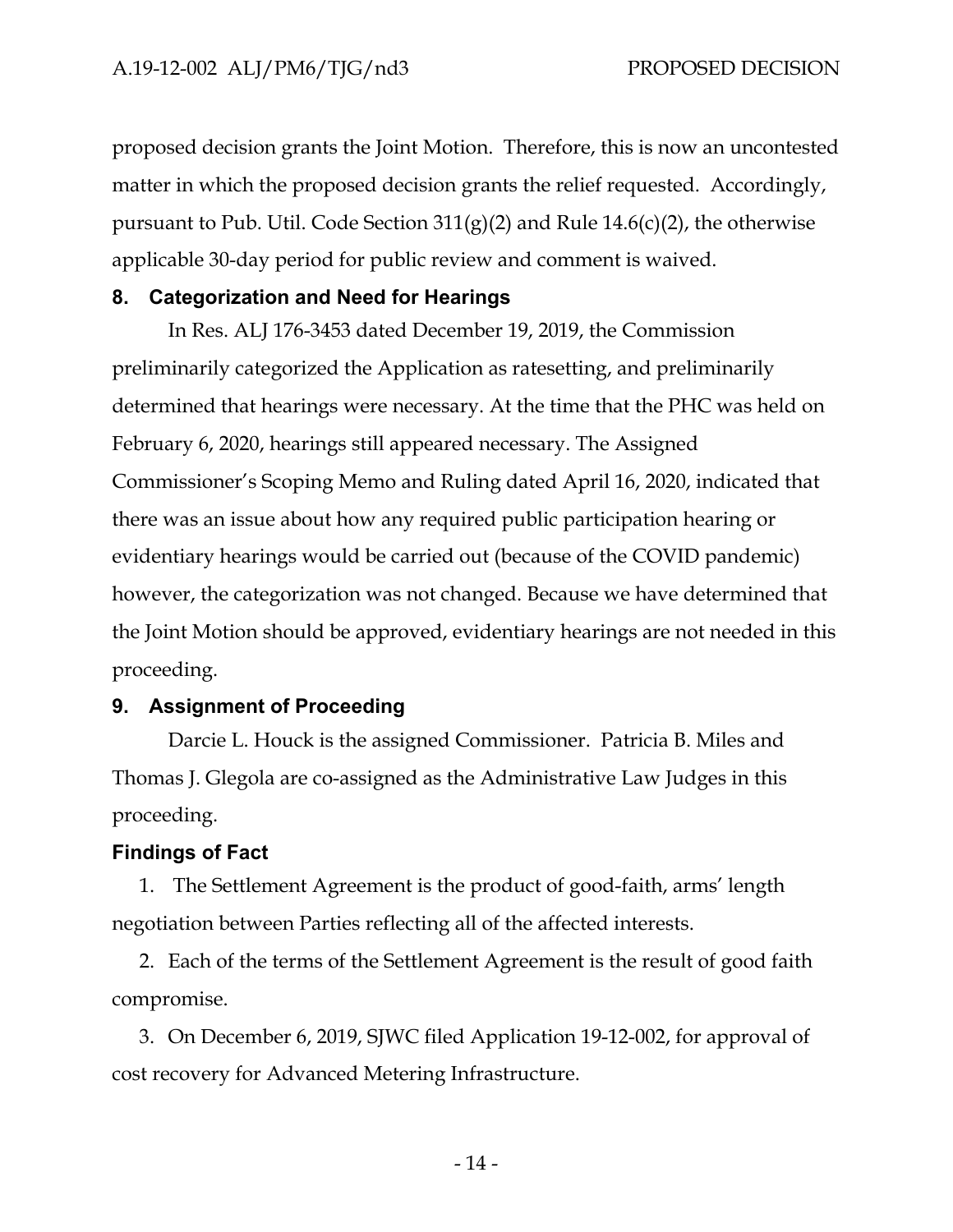proposed decision grants the Joint Motion. Therefore, this is now an uncontested matter in which the proposed decision grants the relief requested. Accordingly, pursuant to Pub. Util. Code Section 311(g)(2) and Rule 14.6(c)(2), the otherwise applicable 30-day period for public review and comment is waived.

## 8. Categorization and Need for Hearings

In Res. ALJ 176-3453 dated December 19, 2019, the Commission preliminarily categorized the Application as ratesetting, and preliminarily determined that hearings were necessary. At the time that the PHC was held on February 6, 2020, hearings still appeared necessary. The Assigned Commissioner's Scoping Memo and Ruling dated April 16, 2020, indicated that there was an issue about how any required public participation hearing or evidentiary hearings would be carried out (because of the COVID pandemic) however, the categorization was not changed. Because we have determined that the Joint Motion should be approved, evidentiary hearings are not needed in this proceeding.

## 9. Assignment of Proceeding

Darcie L. Houck is the assigned Commissioner. Patricia B. Miles and Thomas J. Glegola are co-assigned as the Administrative Law Judges in this proceeding.

## Findings of Fact

1. The Settlement Agreement is the product of good-faith, arms' length negotiation between Parties reflecting all of the affected interests.

2. Each of the terms of the Settlement Agreement is the result of good faith compromise.

3. On December 6, 2019, SJWC filed Application 19-12-002, for approval of cost recovery for Advanced Metering Infrastructure.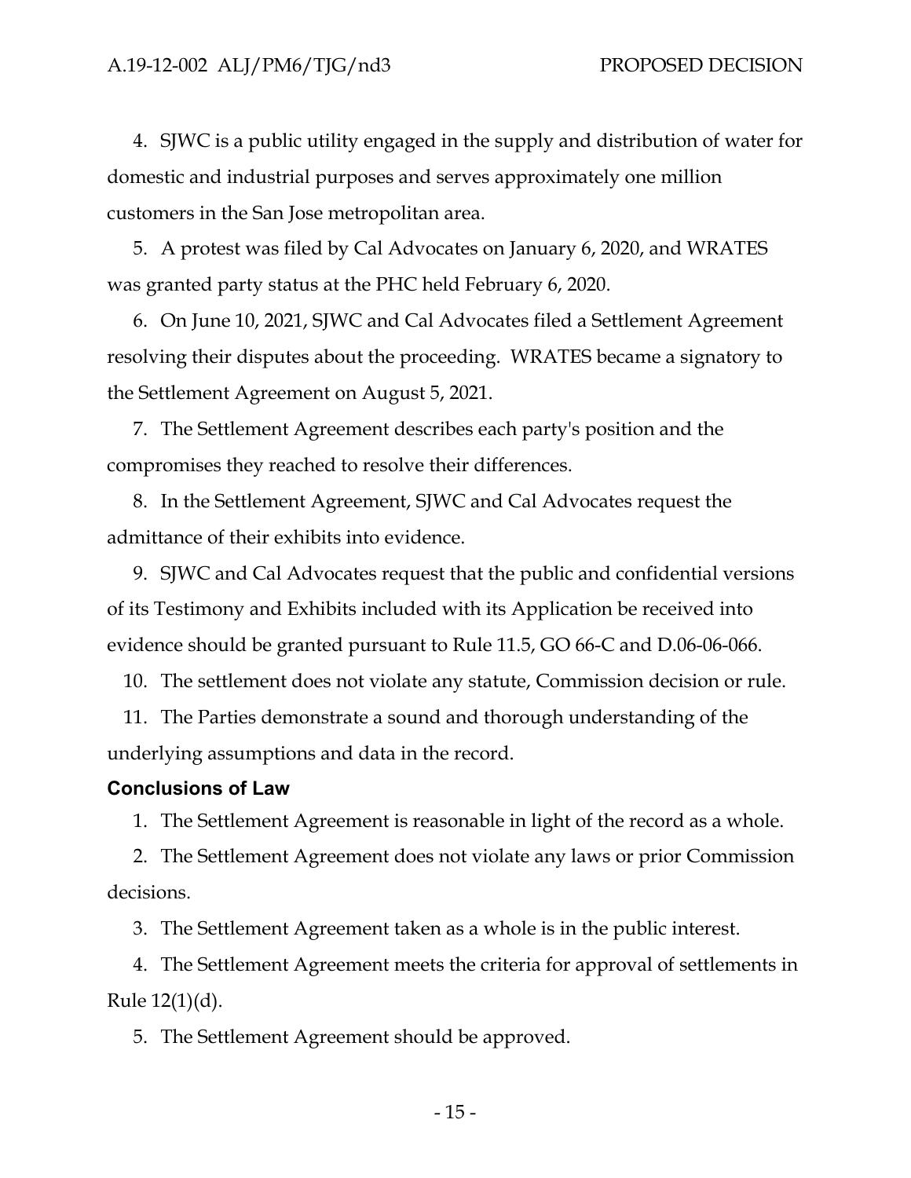4. SJWC is a public utility engaged in the supply and distribution of water for domestic and industrial purposes and serves approximately one million customers in the San Jose metropolitan area.

5. A protest was filed by Cal Advocates on January 6, 2020, and WRATES was granted party status at the PHC held February 6, 2020.

6. On June 10, 2021, SJWC and Cal Advocates filed a Settlement Agreement resolving their disputes about the proceeding. WRATES became a signatory to the Settlement Agreement on August 5, 2021.

7. The Settlement Agreement describes each party's position and the compromises they reached to resolve their differences.

8. In the Settlement Agreement, SJWC and Cal Advocates request the admittance of their exhibits into evidence.

9. SJWC and Cal Advocates request that the public and confidential versions of its Testimony and Exhibits included with its Application be received into evidence should be granted pursuant to Rule 11.5, GO 66-C and D.06-06-066.

10. The settlement does not violate any statute, Commission decision or rule.

11. The Parties demonstrate a sound and thorough understanding of the underlying assumptions and data in the record.

## Conclusions of Law

1. The Settlement Agreement is reasonable in light of the record as a whole.

2. The Settlement Agreement does not violate any laws or prior Commission decisions.

3. The Settlement Agreement taken as a whole is in the public interest.

4. The Settlement Agreement meets the criteria for approval of settlements in Rule 12(1)(d).

5. The Settlement Agreement should be approved.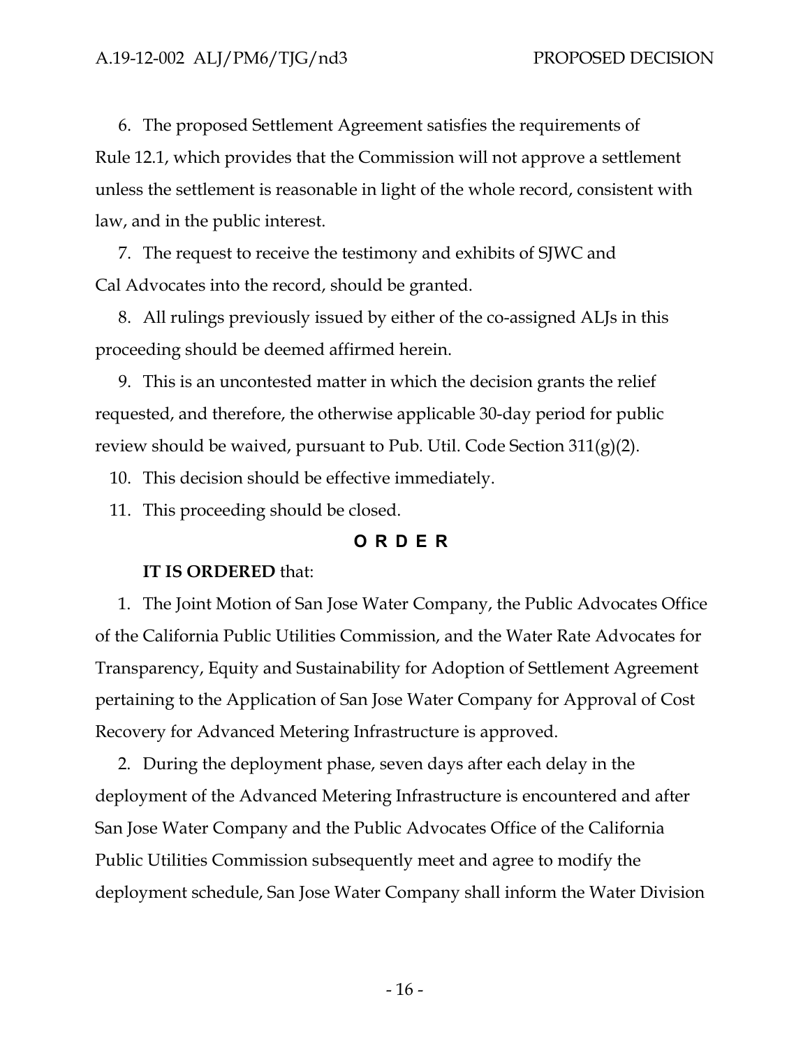6. The proposed Settlement Agreement satisfies the requirements of Rule 12.1, which provides that the Commission will not approve a settlement unless the settlement is reasonable in light of the whole record, consistent with law, and in the public interest.

7. The request to receive the testimony and exhibits of SJWC and Cal Advocates into the record, should be granted.

8. All rulings previously issued by either of the co-assigned ALJs in this proceeding should be deemed affirmed herein.

9. This is an uncontested matter in which the decision grants the relief requested, and therefore, the otherwise applicable 30-day period for public review should be waived, pursuant to Pub. Util. Code Section 311(g)(2).

10. This decision should be effective immediately.

11. This proceeding should be closed.

**O R D E R**

**IT IS ORDERED** that:

1. The Joint Motion of San Jose Water Company, the Public Advocates Office of the California Public Utilities Commission, and the Water Rate Advocates for Transparency, Equity and Sustainability for Adoption of Settlement Agreement pertaining to the Application of San Jose Water Company for Approval of Cost Recovery for Advanced Metering Infrastructure is approved.

2. During the deployment phase, seven days after each delay in the deployment of the Advanced Metering Infrastructure is encountered and after San Jose Water Company and the Public Advocates Office of the California Public Utilities Commission subsequently meet and agree to modify the deployment schedule, San Jose Water Company shall inform the Water Division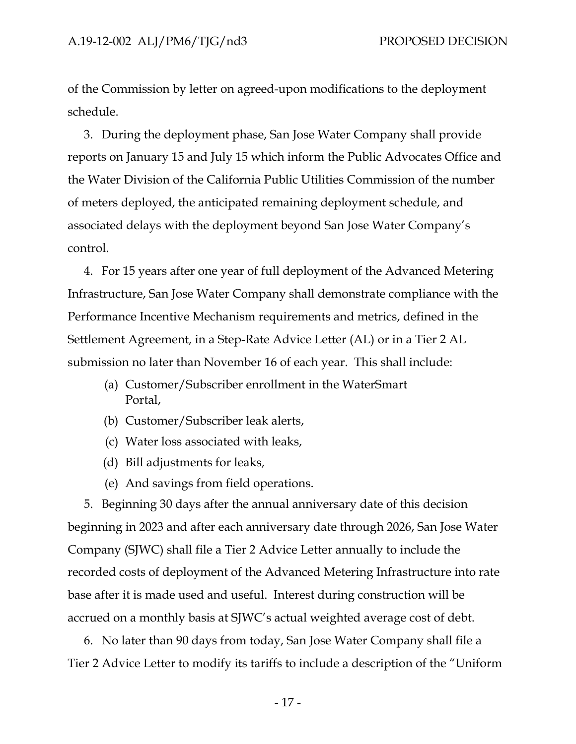of the Commission by letter on agreed-upon modifications to the deployment schedule.

3. During the deployment phase, San Jose Water Company shall provide reports on January 15 and July 15 which inform the Public Advocates Office and the Water Division of the California Public Utilities Commission of the number of meters deployed, the anticipated remaining deployment schedule, and associated delays with the deployment beyond San Jose Water Company's control.

4. For 15 years after one year of full deployment of the Advanced Metering Infrastructure, San Jose Water Company shall demonstrate compliance with the Performance Incentive Mechanism requirements and metrics, defined in the Settlement Agreement, in a Step-Rate Advice Letter (AL) or in a Tier 2 AL submission no later than November 16 of each year. This shall include:

   (a) Customer/Subscriber enrollment in the WaterSmart Portal,
   (b) Customer/Subscriber leak alerts,
   (c) Water loss associated with leaks,
   (d) Bill adjustments for leaks,
   (e) And savings from field operations.

5. Beginning 30 days after the annual anniversary date of this decision beginning in 2023 and after each anniversary date through 2026, San Jose Water Company (SJWC) shall file a Tier 2 Advice Letter annually to include the recorded costs of deployment of the Advanced Metering Infrastructure into rate base after it is made used and useful. Interest during construction will be accrued on a monthly basis at SJWC's actual weighted average cost of debt.

6. No later than 90 days from today, San Jose Water Company shall file a Tier 2 Advice Letter to modify its tariffs to include a description of the "Uniform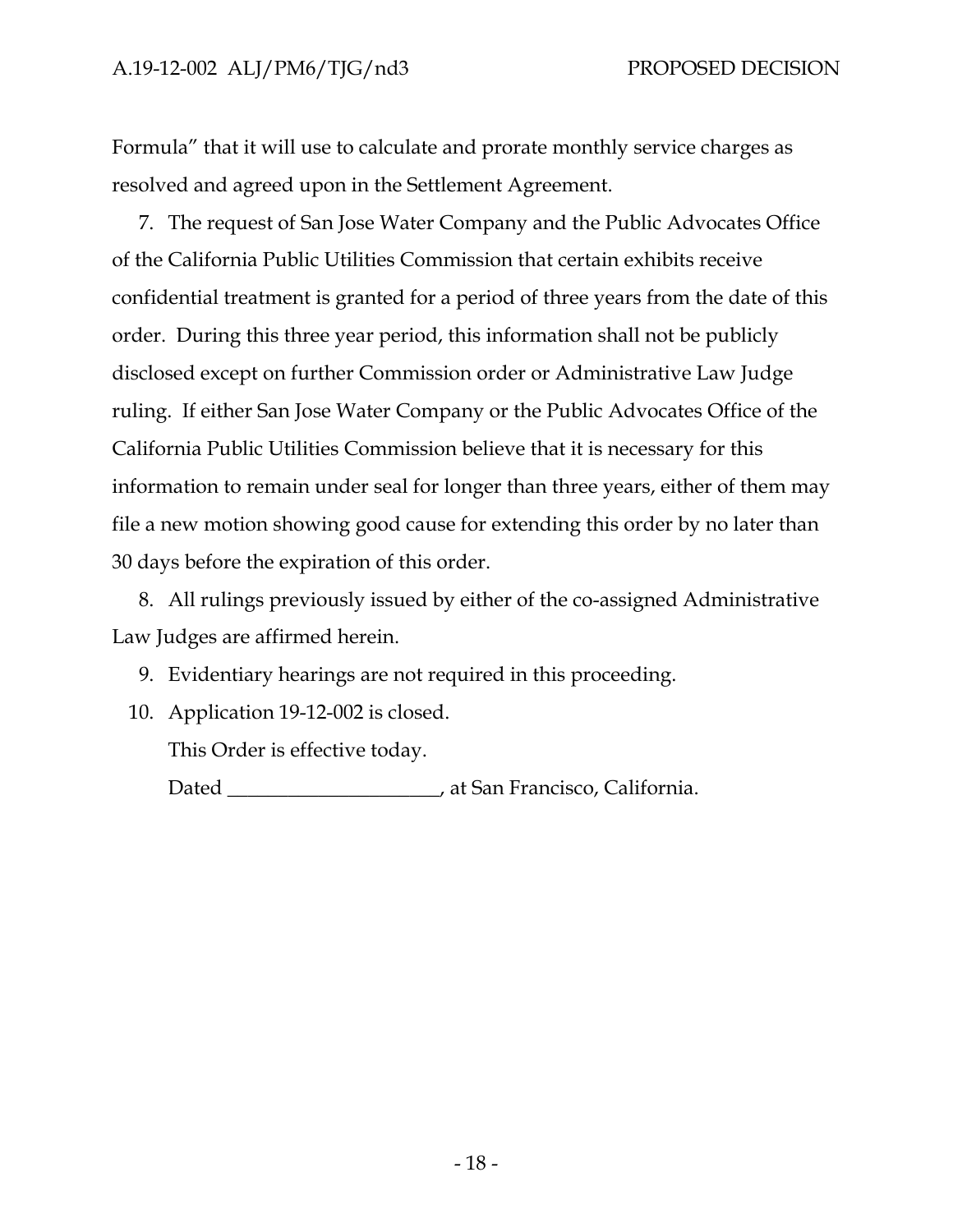Formula" that it will use to calculate and prorate monthly service charges as resolved and agreed upon in the Settlement Agreement.

7. The request of San Jose Water Company and the Public Advocates Office of the California Public Utilities Commission that certain exhibits receive confidential treatment is granted for a period of three years from the date of this order. During this three year period, this information shall not be publicly disclosed except on further Commission order or Administrative Law Judge ruling. If either San Jose Water Company or the Public Advocates Office of the California Public Utilities Commission believe that it is necessary for this information to remain under seal for longer than three years, either of them may file a new motion showing good cause for extending this order by no later than 30 days before the expiration of this order.

8. All rulings previously issued by either of the co-assigned Administrative Law Judges are affirmed herein.

9. Evidentiary hearings are not required in this proceeding.

10. Application 19-12-002 is closed.

This Order is effective today.

Dated _____________________, at San Francisco, California.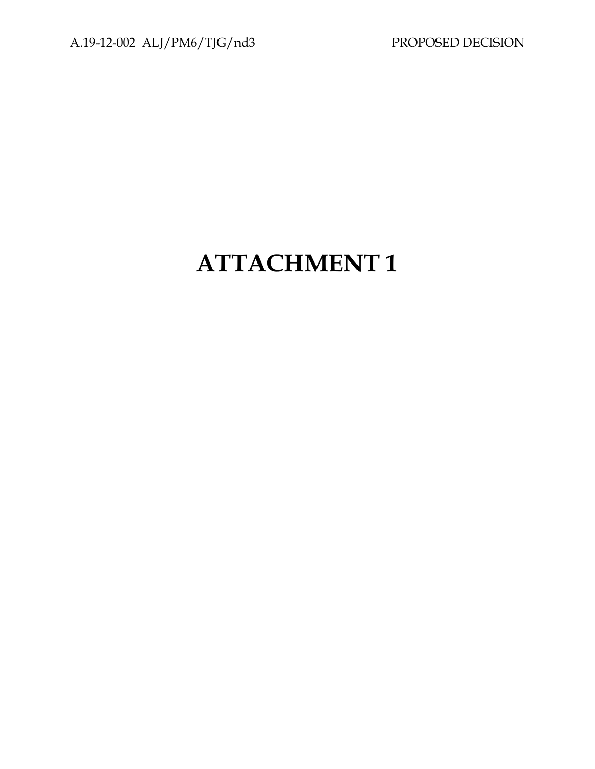# ATTACHMENT 1